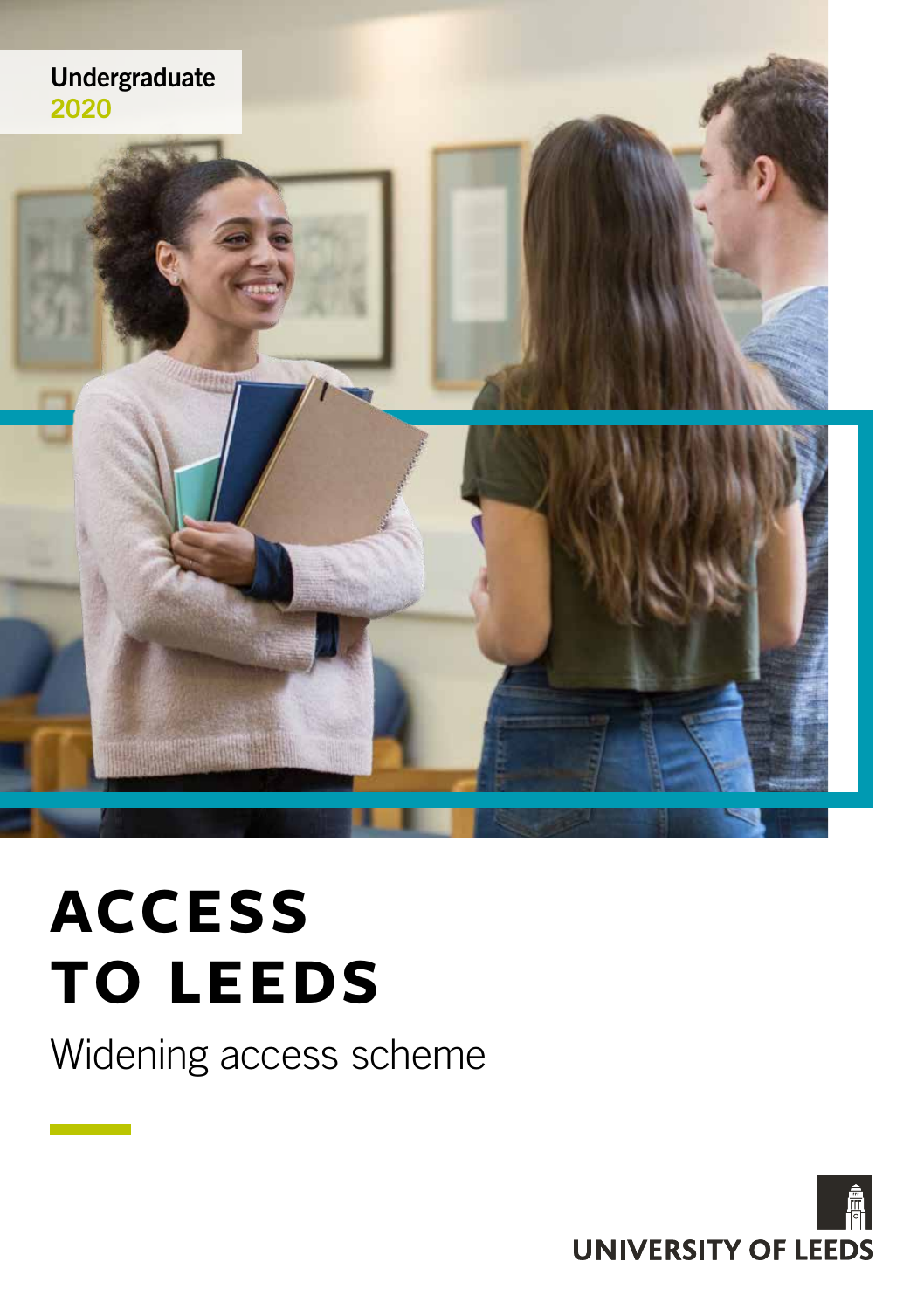Undergraduate
2020

# ACCESS TO LEEDS

Widening access scheme

UNIVERSITY OF LEEDS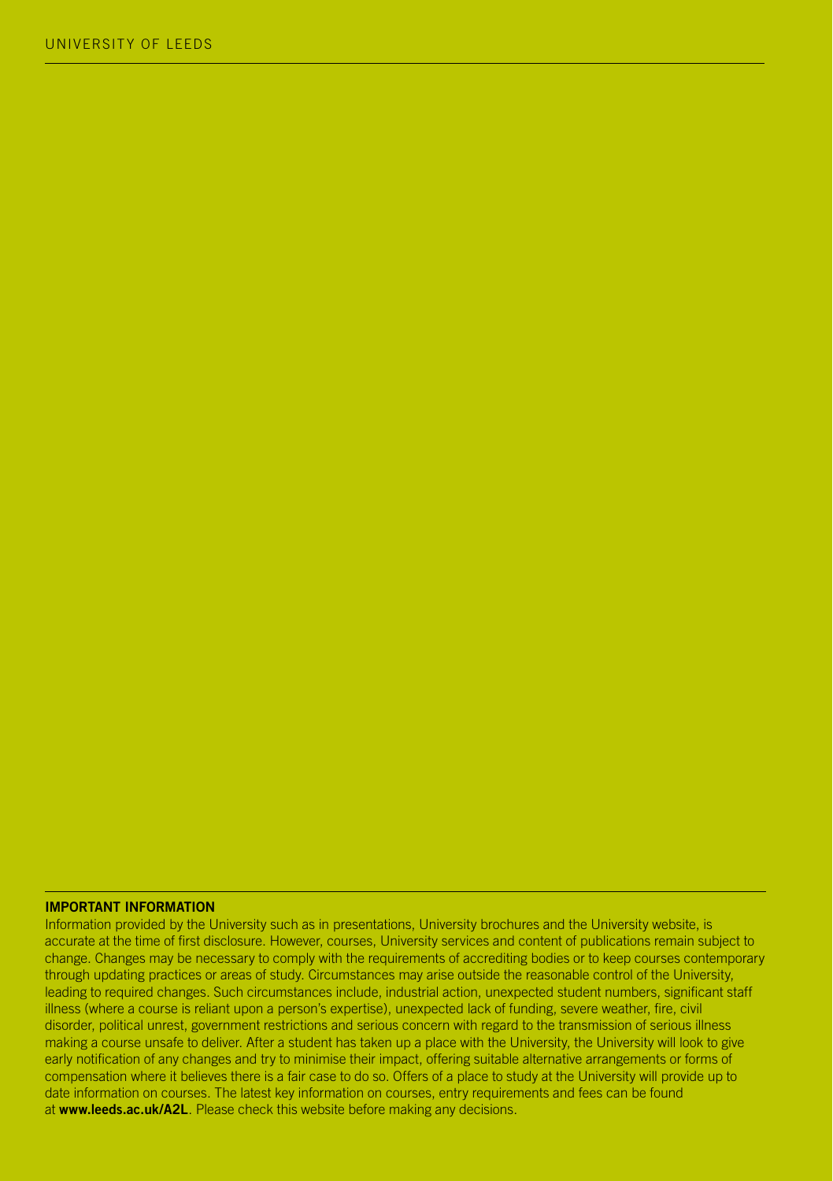**IMPORTANT INFORMATION**

Information provided by the University such as in presentations, University brochures and the University website, is accurate at the time of first disclosure. However, courses, University services and content of publications remain subject to change. Changes may be necessary to comply with the requirements of accrediting bodies or to keep courses contemporary through updating practices or areas of study. Circumstances may arise outside the reasonable control of the University, leading to required changes. Such circumstances include, industrial action, unexpected student numbers, significant staff illness (where a course is reliant upon a person's expertise), unexpected lack of funding, severe weather, fire, civil disorder, political unrest, government restrictions and serious concern with regard to the transmission of serious illness making a course unsafe to deliver. After a student has taken up a place with the University, the University will look to give early notification of any changes and try to minimise their impact, offering suitable alternative arrangements or forms of compensation where it believes there is a fair case to do so. Offers of a place to study at the University will provide up to date information on courses. The latest key information on courses, entry requirements and fees can be found at **www.leeds.ac.uk/A2L**. Please check this website before making any decisions.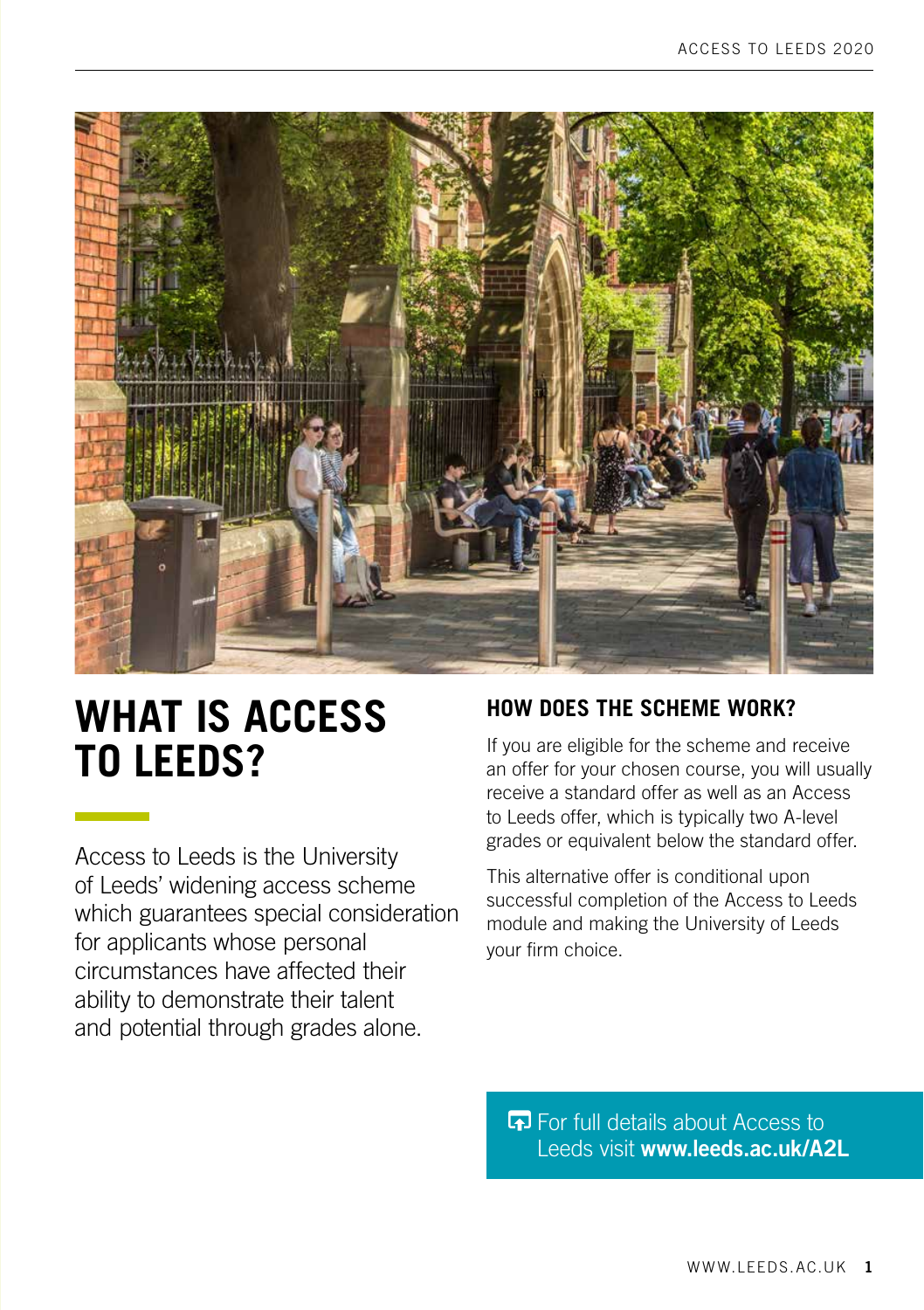# WHAT IS ACCESS TO LEEDS?

Access to Leeds is the University of Leeds' widening access scheme which guarantees special consideration for applicants whose personal circumstances have affected their ability to demonstrate their talent and potential through grades alone.

## HOW DOES THE SCHEME WORK?

If you are eligible for the scheme and receive an offer for your chosen course, you will usually receive a standard offer as well as an Access to Leeds offer, which is typically two A-level grades or equivalent below the standard offer.

This alternative offer is conditional upon successful completion of the Access to Leeds module and making the University of Leeds your firm choice.

For full details about Access to Leeds visit **www.leeds.ac.uk/A2L**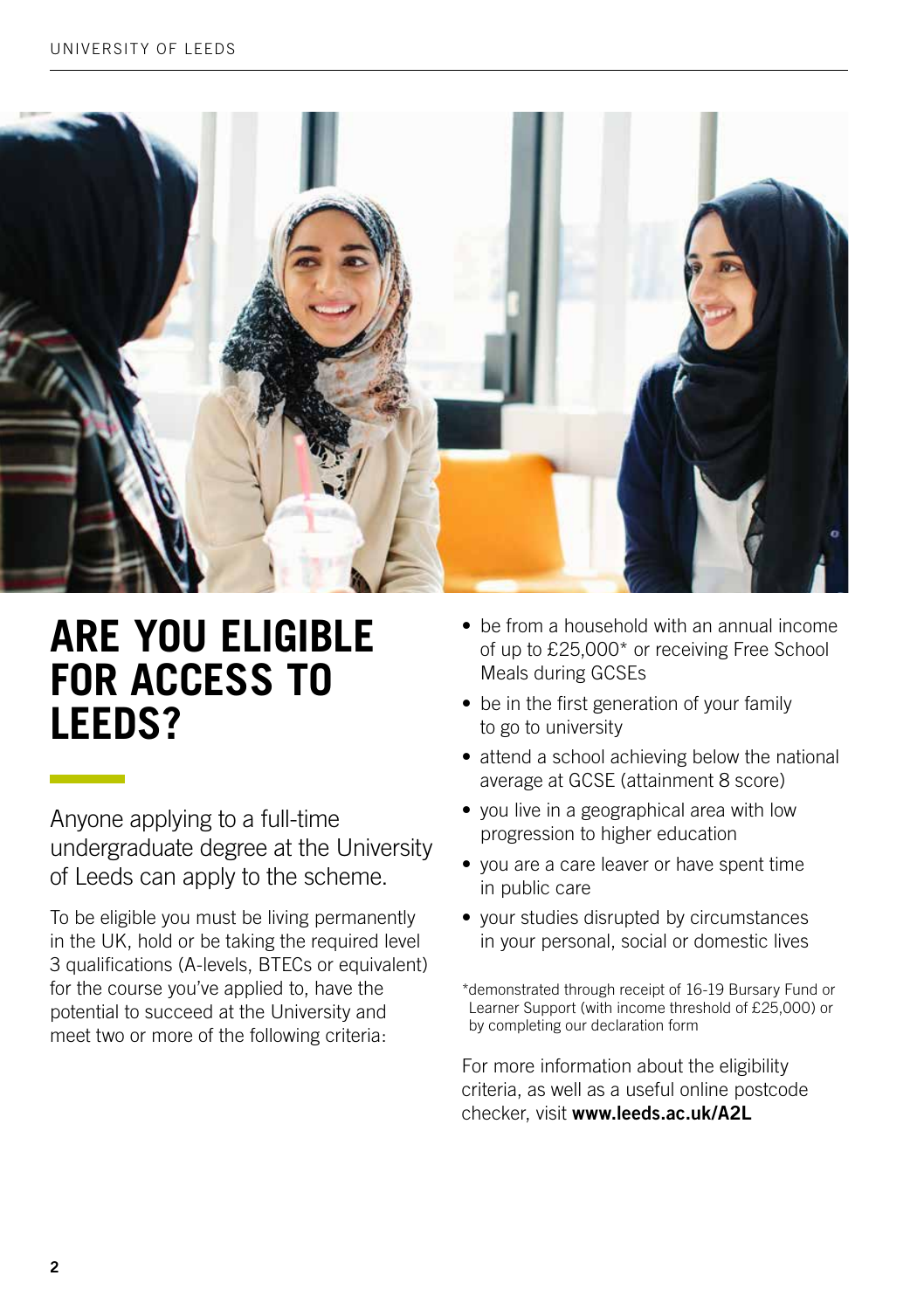# ARE YOU ELIGIBLE FOR ACCESS TO LEEDS?

Anyone applying to a full-time undergraduate degree at the University of Leeds can apply to the scheme.

To be eligible you must be living permanently in the UK, hold or be taking the required level 3 qualifications (A-levels, BTECs or equivalent) for the course you've applied to, have the potential to succeed at the University and meet two or more of the following criteria:

- be from a household with an annual income of up to £25,000* or receiving Free School Meals during GCSEs
- be in the first generation of your family to go to university
- attend a school achieving below the national average at GCSE (attainment 8 score)
- you live in a geographical area with low progression to higher education
- you are a care leaver or have spent time in public care
- your studies disrupted by circumstances in your personal, social or domestic lives

*demonstrated through receipt of 16-19 Bursary Fund or Learner Support (with income threshold of £25,000) or by completing our declaration form

For more information about the eligibility criteria, as well as a useful online postcode checker, visit **www.leeds.ac.uk/A2L**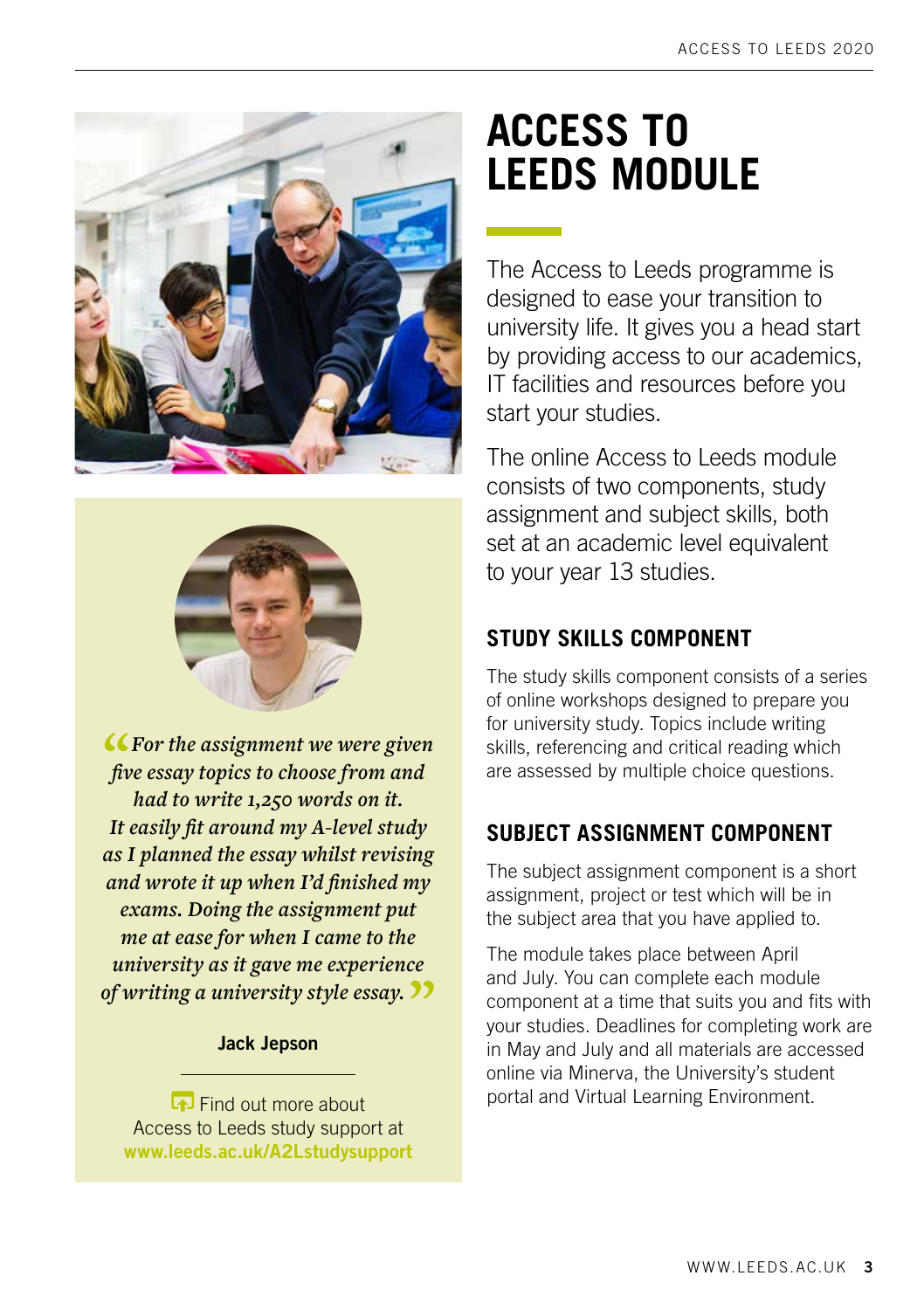# ACCESS TO LEEDS MODULE

The Access to Leeds programme is designed to ease your transition to university life. It gives you a head start by providing access to our academics, IT facilities and resources before you start your studies.

The online Access to Leeds module consists of two components, study assignment and subject skills, both set at an academic level equivalent to your year 13 studies.

## STUDY SKILLS COMPONENT

The study skills component consists of a series of online workshops designed to prepare you for university study. Topics include writing skills, referencing and critical reading which are assessed by multiple choice questions.

## SUBJECT ASSIGNMENT COMPONENT

The subject assignment component is a short assignment, project or test which will be in the subject area that you have applied to.

The module takes place between April and July. You can complete each module component at a time that suits you and fits with your studies. Deadlines for completing work are in May and July and all materials are accessed online via Minerva, the University's student portal and Virtual Learning Environment.

> *"For the assignment we were given five essay topics to choose from and had to write 1,250 words on it. It easily fit around my A-level study as I planned the essay whilst revising and wrote it up when I'd finished my exams. Doing the assignment put me at ease for when I came to the university as it gave me experience of writing a university style essay."*
>
> **Jack Jepson**

Find out more about Access to Leeds study support at **www.leeds.ac.uk/A2Lstudysupport**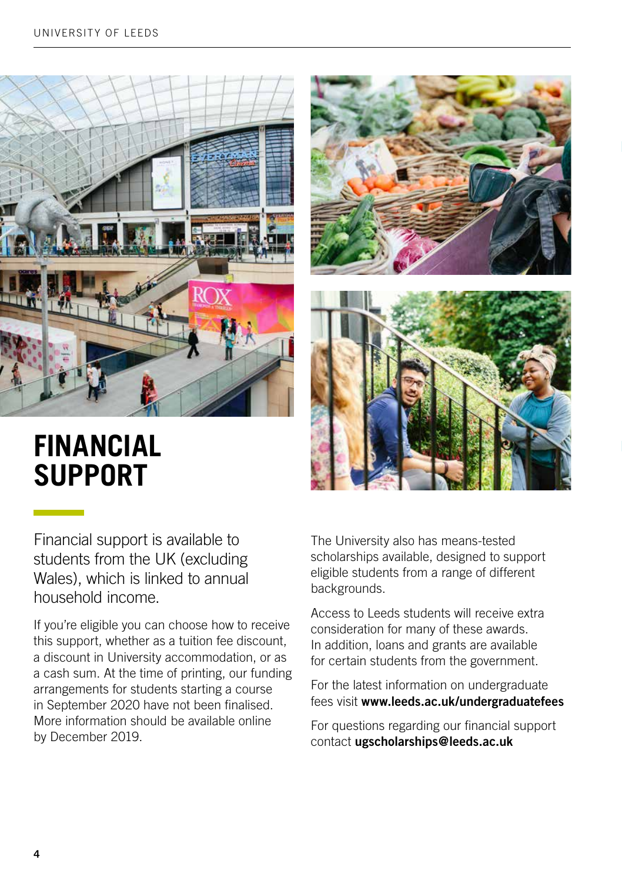# FINANCIAL SUPPORT

Financial support is available to students from the UK (excluding Wales), which is linked to annual household income.

If you're eligible you can choose how to receive this support, whether as a tuition fee discount, a discount in University accommodation, or as a cash sum. At the time of printing, our funding arrangements for students starting a course in September 2020 have not been finalised. More information should be available online by December 2019.

The University also has means-tested scholarships available, designed to support eligible students from a range of different backgrounds.

Access to Leeds students will receive extra consideration for many of these awards. In addition, loans and grants are available for certain students from the government.

For the latest information on undergraduate fees visit **www.leeds.ac.uk/undergraduatefees**

For questions regarding our financial support contact **ugscholarships@leeds.ac.uk**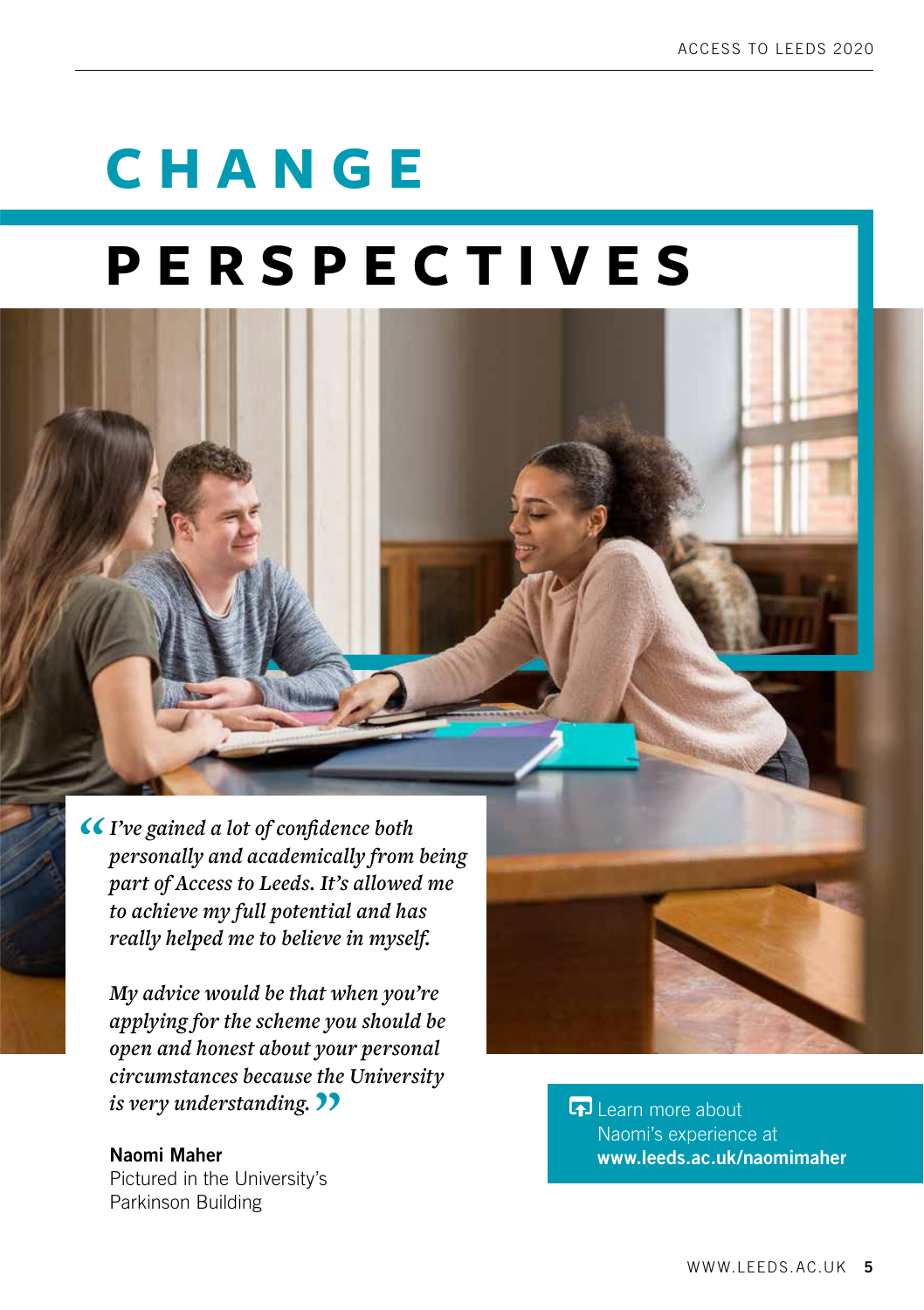# CHANGE PERSPECTIVES

*"I've gained a lot of confidence both personally and academically from being part of Access to Leeds. It's allowed me to achieve my full potential and has really helped me to believe in myself.*

*My advice would be that when you're applying for the scheme you should be open and honest about your personal circumstances because the University is very understanding."*

**Naomi Maher**
Pictured in the University's Parkinson Building

Learn more about Naomi's experience at **www.leeds.ac.uk/naomimaher**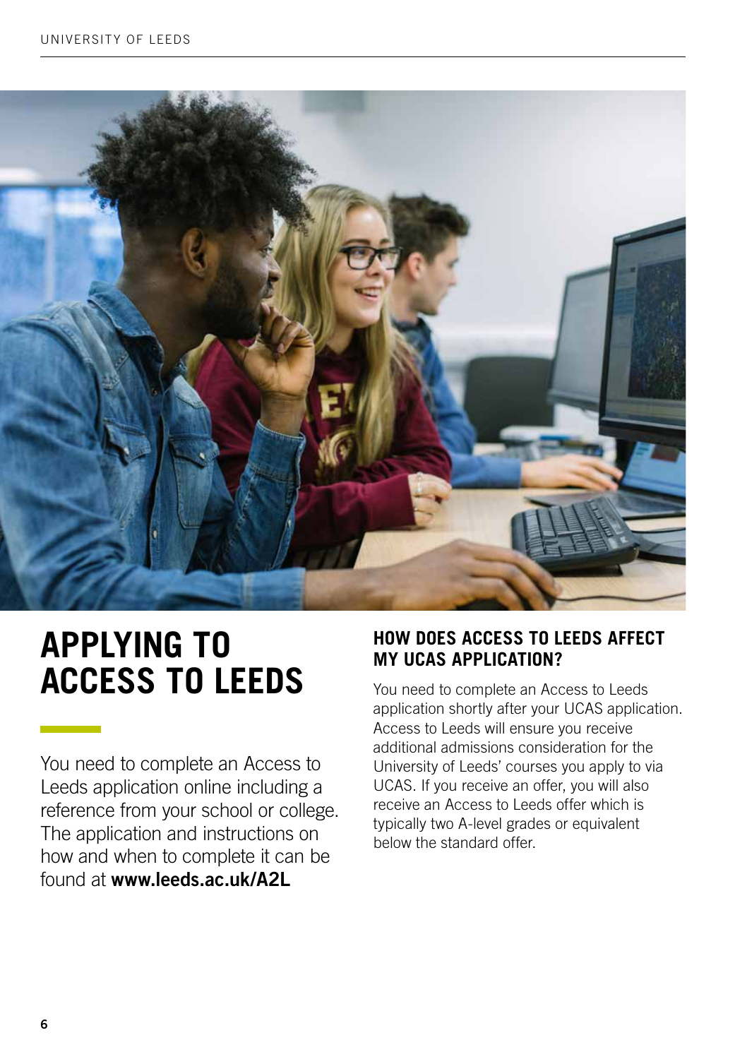# APPLYING TO ACCESS TO LEEDS

You need to complete an Access to Leeds application online including a reference from your school or college. The application and instructions on how and when to complete it can be found at **www.leeds.ac.uk/A2L**

## HOW DOES ACCESS TO LEEDS AFFECT MY UCAS APPLICATION?

You need to complete an Access to Leeds application shortly after your UCAS application. Access to Leeds will ensure you receive additional admissions consideration for the University of Leeds' courses you apply to via UCAS. If you receive an offer, you will also receive an Access to Leeds offer which is typically two A-level grades or equivalent below the standard offer.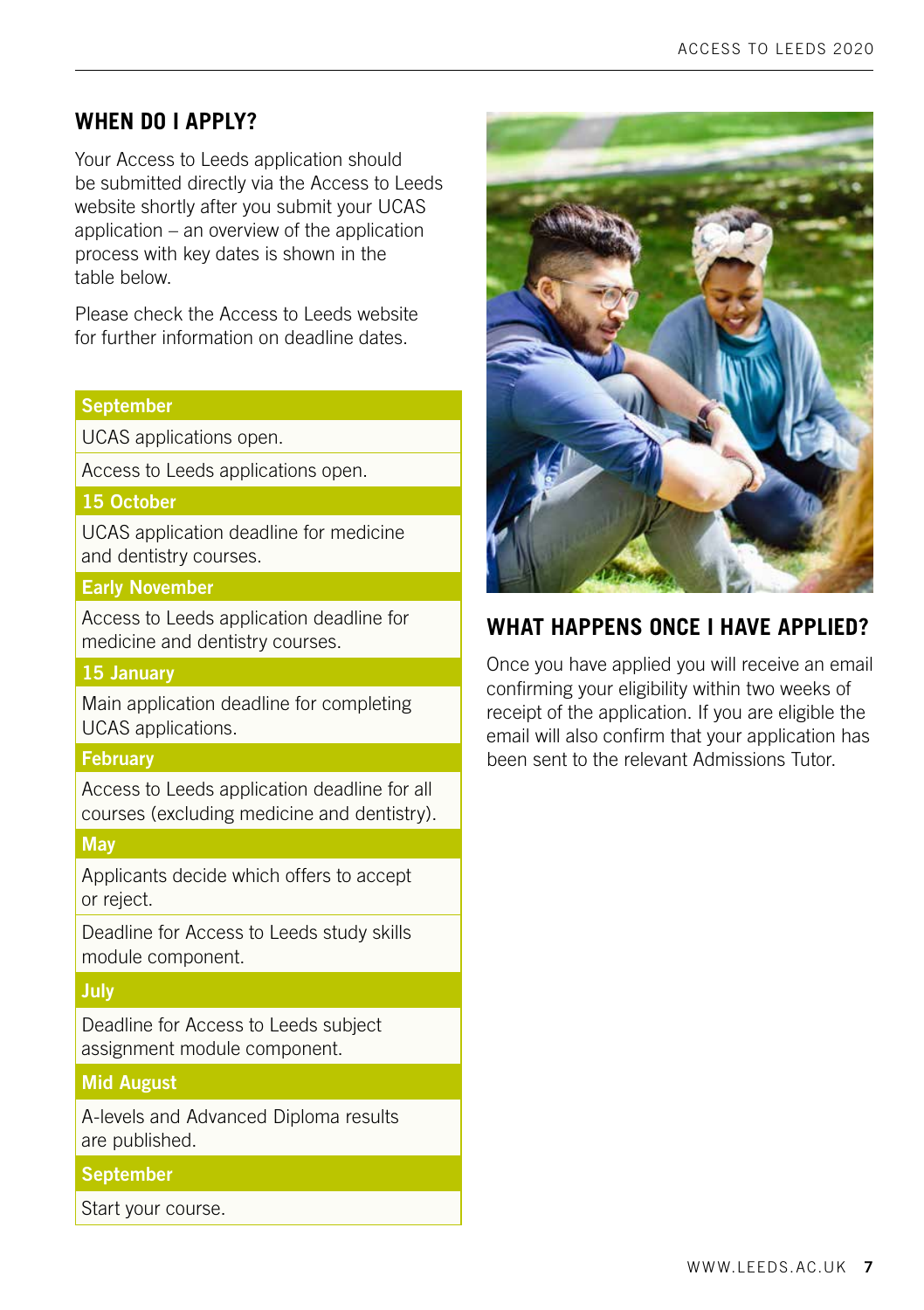## WHEN DO I APPLY?

Your Access to Leeds application should be submitted directly via the Access to Leeds website shortly after you submit your UCAS application – an overview of the application process with key dates is shown in the table below.

Please check the Access to Leeds website for further information on deadline dates.

| September |
|---|
| UCAS applications open. |
| Access to Leeds applications open. |
| **15 October** |
| UCAS application deadline for medicine and dentistry courses. |
| **Early November** |
| Access to Leeds application deadline for medicine and dentistry courses. |
| **15 January** |
| Main application deadline for completing UCAS applications. |
| **February** |
| Access to Leeds application deadline for all courses (excluding medicine and dentistry). |
| **May** |
| Applicants decide which offers to accept or reject. |
| Deadline for Access to Leeds study skills module component. |
| **July** |
| Deadline for Access to Leeds subject assignment module component. |
| **Mid August** |
| A-levels and Advanced Diploma results are published. |
| **September** |
| Start your course. |

## WHAT HAPPENS ONCE I HAVE APPLIED?

Once you have applied you will receive an email confirming your eligibility within two weeks of receipt of the application. If you are eligible the email will also confirm that your application has been sent to the relevant Admissions Tutor.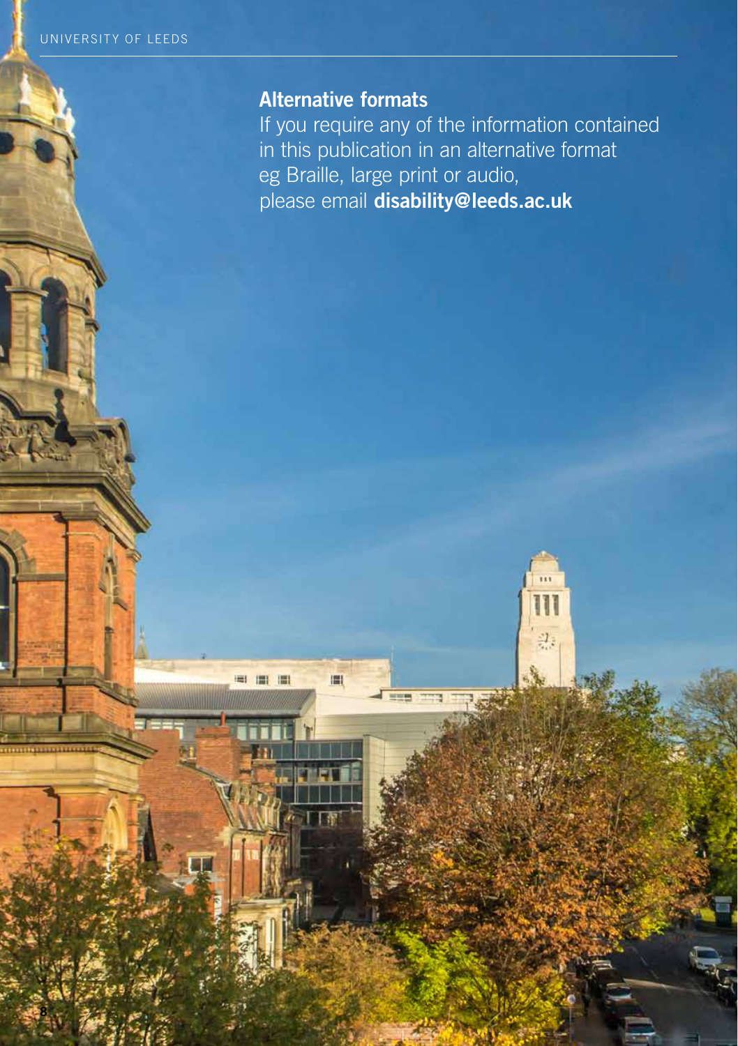## Alternative formats

If you require any of the information contained in this publication in an alternative format eg Braille, large print or audio, please email **disability@leeds.ac.uk**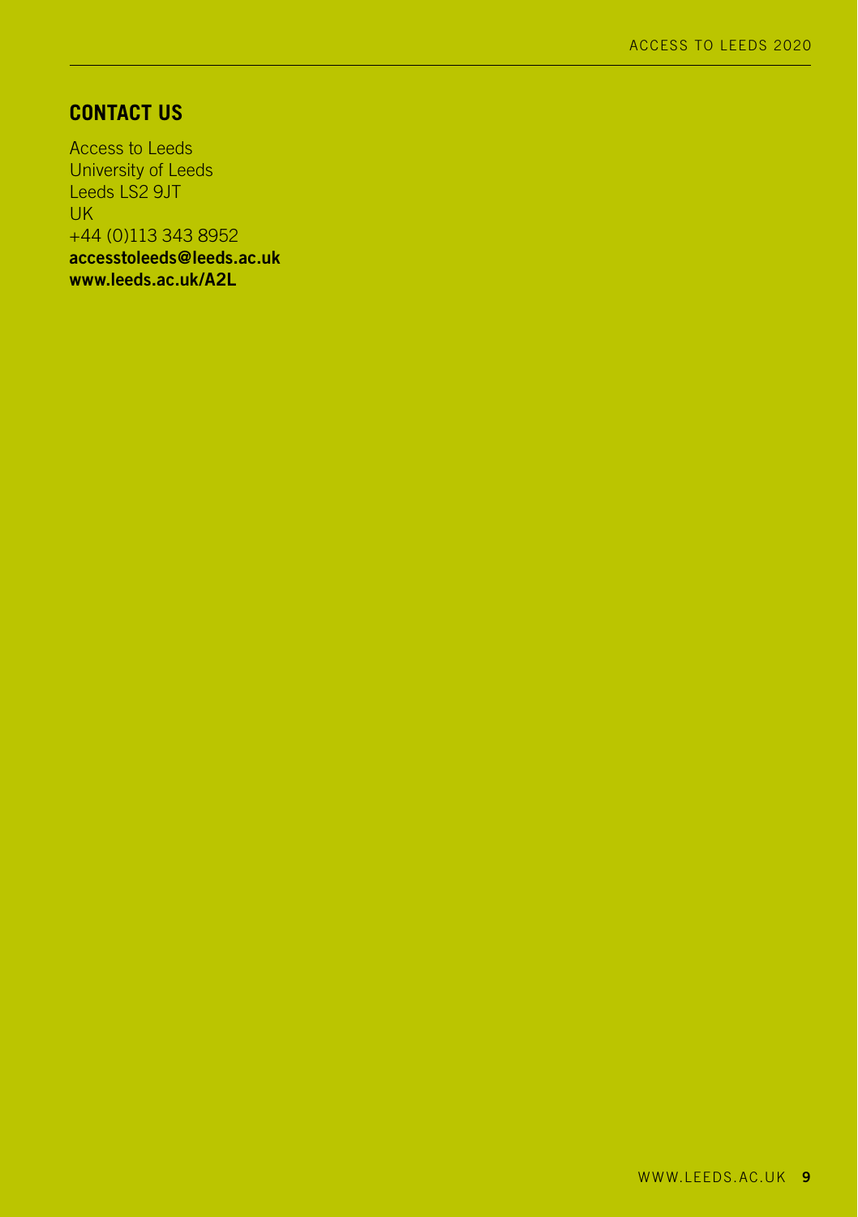## CONTACT US

Access to Leeds
University of Leeds
Leeds LS2 9JT
UK
+44 (0)113 343 8952
**accesstoleeds@leeds.ac.uk**
**www.leeds.ac.uk/A2L**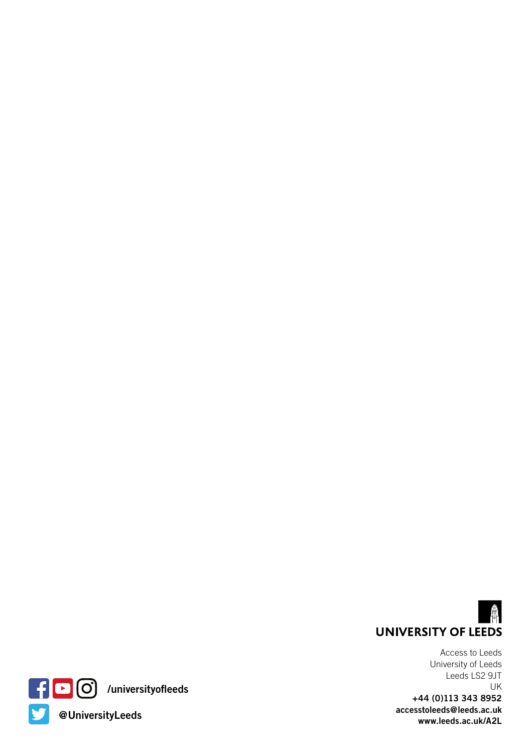/universityofleeds

@UniversityLeeds

**UNIVERSITY OF LEEDS**

Access to Leeds
University of Leeds
Leeds LS2 9JT
UK
**+44 (0)113 343 8952**
**accesstoleeds@leeds.ac.uk**
**www.leeds.ac.uk/A2L**